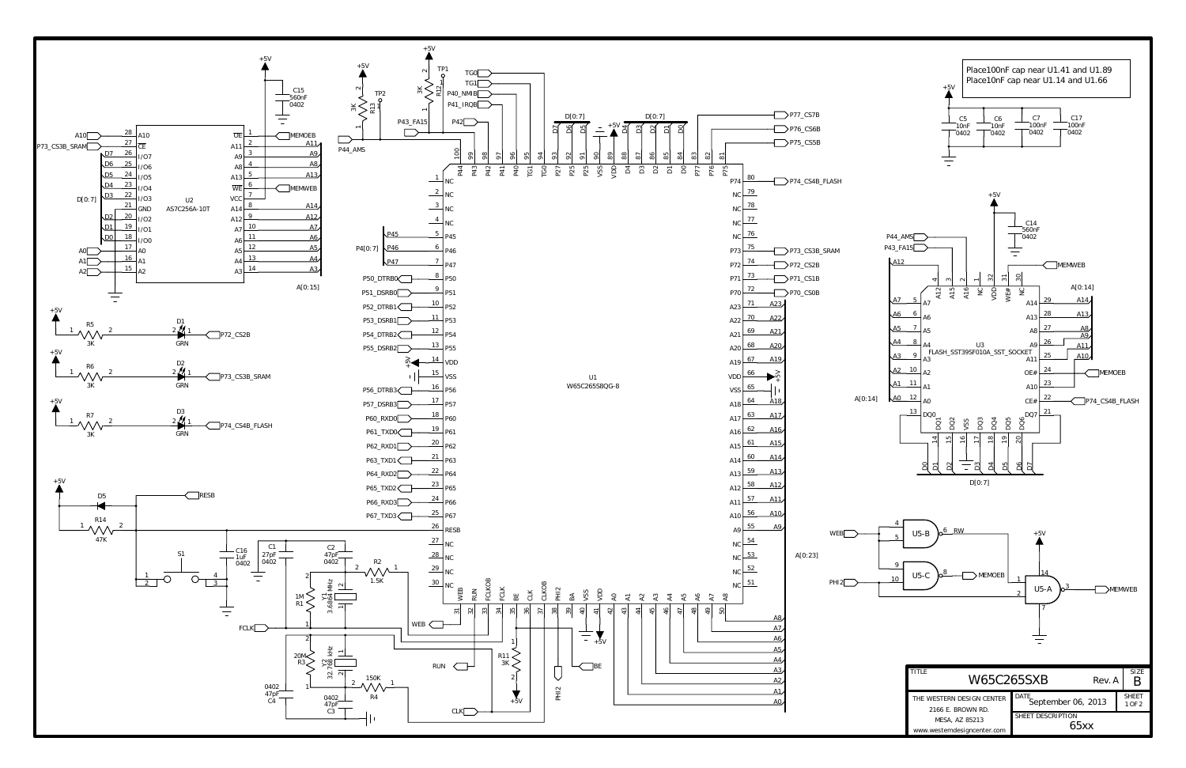Place100nF cap near U1.41 and U1.89
Place10nF cap near U1.14 and U1.66

U1 W65C265S8QG-8

U2 AS7C256A-10T

U3 FLASH_SST39SF010A_SST_SOCKET

| TITLE | W65C265SXB | Rev. A | SIZE B |
| --- | --- | --- | --- |
| THE WESTERN DESIGN CENTER<br>2166 E. BROWN RD.<br>MESA, AZ 85213<br>www.westerndesigncenter.com | DATE September 06, 2013 | | SHEET 1 OF 2 |
| | SHEET DESCRIPTION 65xx | | |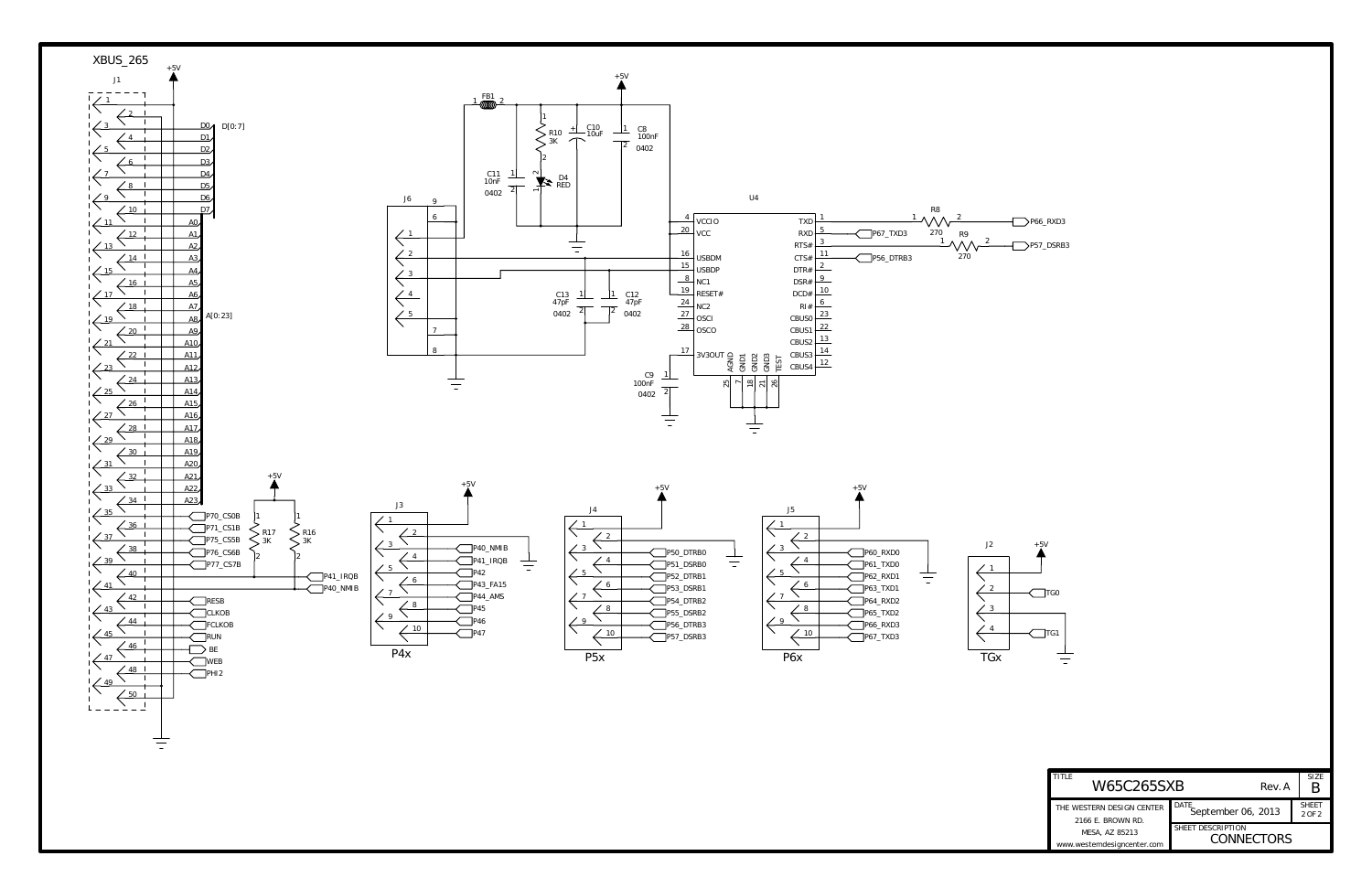XBUS_265

J1

+5V

D0 D[0:7]
D1
D2
D3
D4
D5
D6
D7

A0
A1
A2
A3
A4
A5
A6
A7
A8 A[0:23]
A9
A10
A11
A12
A13
A14
A15
A16
A17
A18
A19
A20
A21
A22
A23

P70_CS0B
P71_CS1B
P75_CS5B
P76_CS6B
P77_CS7B

R17 3K
R16 3K

P41_IRQB
P40_NMIB

RESB
CLKOB
FCLKOB
RUN
BE
WEB
PHI2

FB1

R10 3K

C10 10uF

C8 100nF 0402

C11 10nF 0402

D4 RED

J6

U4

VCCIO
VCC
USBDM
USBDP
NC1
RESET#
NC2
OSCI
OSCO
3V3OUT
AGND GND1 GND2 GND3 TEST

TXD
RXD
RTS#
CTS#
DTR#
DSR#
DCD#
RI#
CBUS0
CBUS1
CBUS2
CBUS3
CBUS4

R8 270
R9 270

P66_RXD3
P67_TXD3
P57_DSRB3
P56_DTRB3

C13 47pF 0402
C12 47pF 0402

C9 100nF 0402

J3
P40_NMIB
P41_IRQB
P42
P43_FA15
P44_AMS
P45
P46
P47
P4x

J4
P50_DTRB0
P51_DSRB0
P52_DTRB1
P53_DSRB1
P54_DTRB2
P55_DSRB2
P56_DTRB3
P57_DSRB3
P5x

J5
P60_RXD0
P61_TXD0
P62_RXD1
P63_TXD1
P64_RXD2
P65_TXD2
P66_RXD3
P67_TXD3
P6x

J2
TG0
TG1
TGx

| | | |
|---|---|---|
| TITLE W65C265SXB | Rev. A | SIZE B |
| THE WESTERN DESIGN CENTER 2166 E. BROWN RD. MESA, AZ 85213 www.westerndesigncenter.com | DATE September 06, 2013 | SHEET 2 OF 2 |
| | SHEET DESCRIPTION CONNECTORS | |